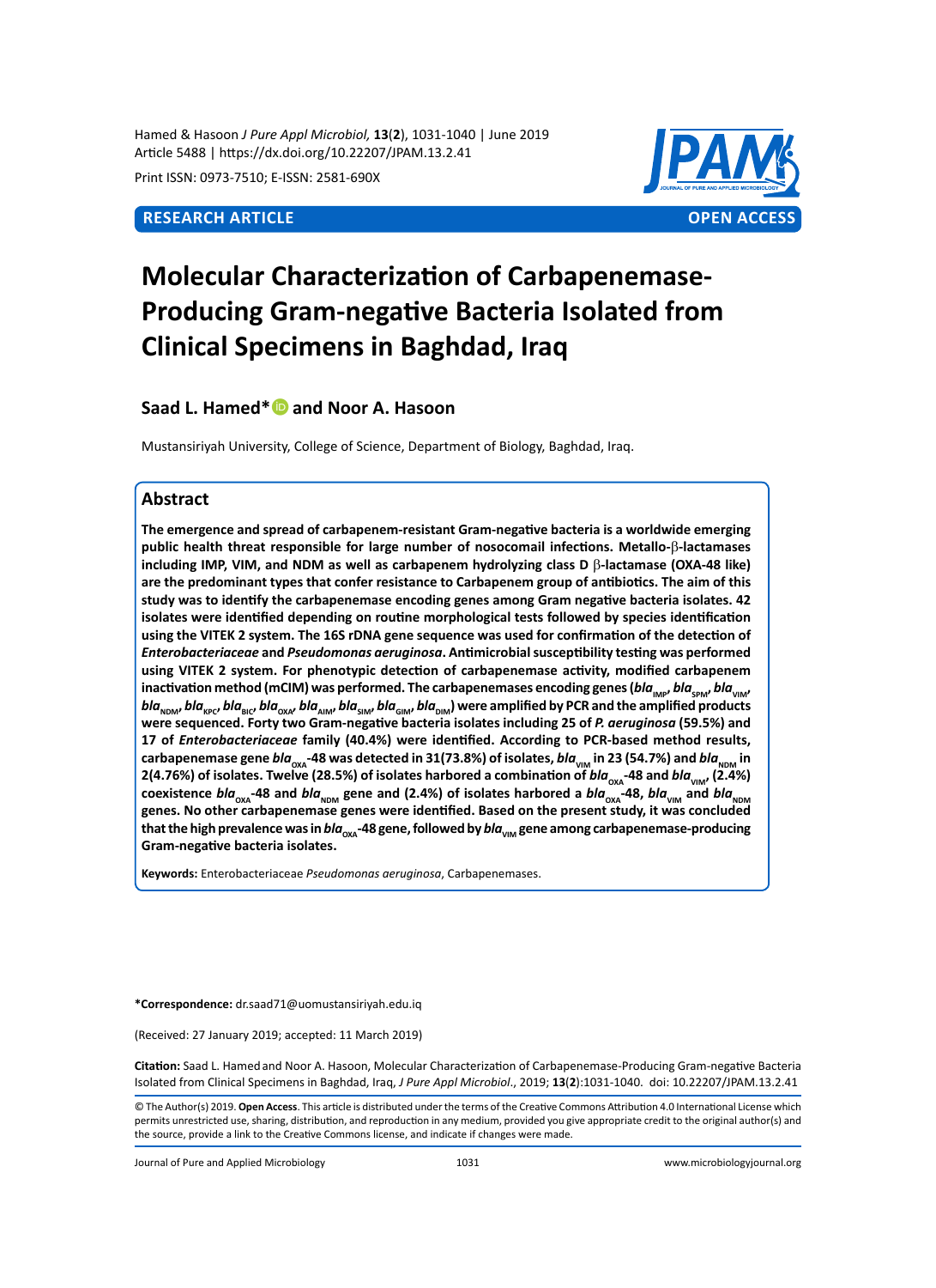Hamed & Hasoon *J Pure Appl Microbiol,* **13**(**2**), 1031-1040 | June 2019
Article 5488 | https://dx.doi.org/10.22207/JPAM.13.2.41

Print ISSN: 0973-7510; E-ISSN: 2581-690X

**RESEARCH ARTICLE** **OPEN ACCESS**

# Molecular Characterization of Carbapenemase-Producing Gram-negative Bacteria Isolated from Clinical Specimens in Baghdad, Iraq

**Saad L. Hamed\* and Noor A. Hasoon**

Mustansiriyah University, College of Science, Department of Biology, Baghdad, Iraq.

## Abstract

**The emergence and spread of carbapenem-resistant Gram-negative bacteria is a worldwide emerging public health threat responsible for large number of nosocomail infections. Metallo-β-lactamases including IMP, VIM, and NDM as well as carbapenem hydrolyzing class D β-lactamase (OXA-48 like) are the predominant types that confer resistance to Carbapenem group of antibiotics. The aim of this study was to identify the carbapenemase encoding genes among Gram negative bacteria isolates. 42 isolates were identified depending on routine morphological tests followed by species identification using the VITEK 2 system. The 16S rDNA gene sequence was used for confirmation of the detection of *Enterobacteriaceae* and *Pseudomonas aeruginosa*. Antimicrobial susceptibility testing was performed using VITEK 2 system. For phenotypic detection of carbapenemase activity, modified carbapenem inactivation method (mCIM) was performed. The carbapenemases encoding genes (*bla*$_{IMP}$, *bla*$_{SPM}$, *bla*$_{VIM}$, *bla*$_{NDM}$, *bla*$_{KPC}$, *bla*$_{BIC}$, *bla*$_{OXA}$, *bla*$_{AIM}$, *bla*$_{SIM}$, *bla*$_{GIM}$, *bla*$_{DIM}$) were amplified by PCR and the amplified products were sequenced. Forty two Gram-negative bacteria isolates including 25 of *P. aeruginosa* (59.5%) and 17 of *Enterobacteriaceae* family (40.4%) were identified. According to PCR-based method results, carbapenemase gene *bla*$_{OXA}$-48 was detected in 31(73.8%) of isolates, *bla*$_{VIM}$ in 23 (54.7%) and *bla*$_{NDM}$ in 2(4.76%) of isolates. Twelve (28.5%) of isolates harbored a combination of *bla*$_{OXA}$-48 and *bla*$_{VIM}$, (2.4%) coexistence *bla*$_{OXA}$-48 and *bla*$_{NDM}$ gene and (2.4%) of isolates harbored a *bla*$_{OXA}$-48, *bla*$_{VIM}$ and *bla*$_{NDM}$ genes. No other carbapenemase genes were identified. Based on the present study, it was concluded that the high prevalence was in *bla*$_{OXA}$-48 gene, followed by *bla*$_{VIM}$ gene among carbapenemase-producing Gram-negative bacteria isolates.**

**Keywords:** Enterobacteriaceae *Pseudomonas aeruginosa*, Carbapenemases.

**\*Correspondence:** dr.saad71@uomustansiriyah.edu.iq

(Received: 27 January 2019; accepted: 11 March 2019)

**Citation:** Saad L. Hamed and Noor A. Hasoon, Molecular Characterization of Carbapenemase-Producing Gram-negative Bacteria Isolated from Clinical Specimens in Baghdad, Iraq, *J Pure Appl Microbiol*., 2019; **13**(**2**):1031-1040. doi: 10.22207/JPAM.13.2.41

© The Author(s) 2019. **Open Access**. This article is distributed under the terms of the Creative Commons Attribution 4.0 International License which permits unrestricted use, sharing, distribution, and reproduction in any medium, provided you give appropriate credit to the original author(s) and the source, provide a link to the Creative Commons license, and indicate if changes were made.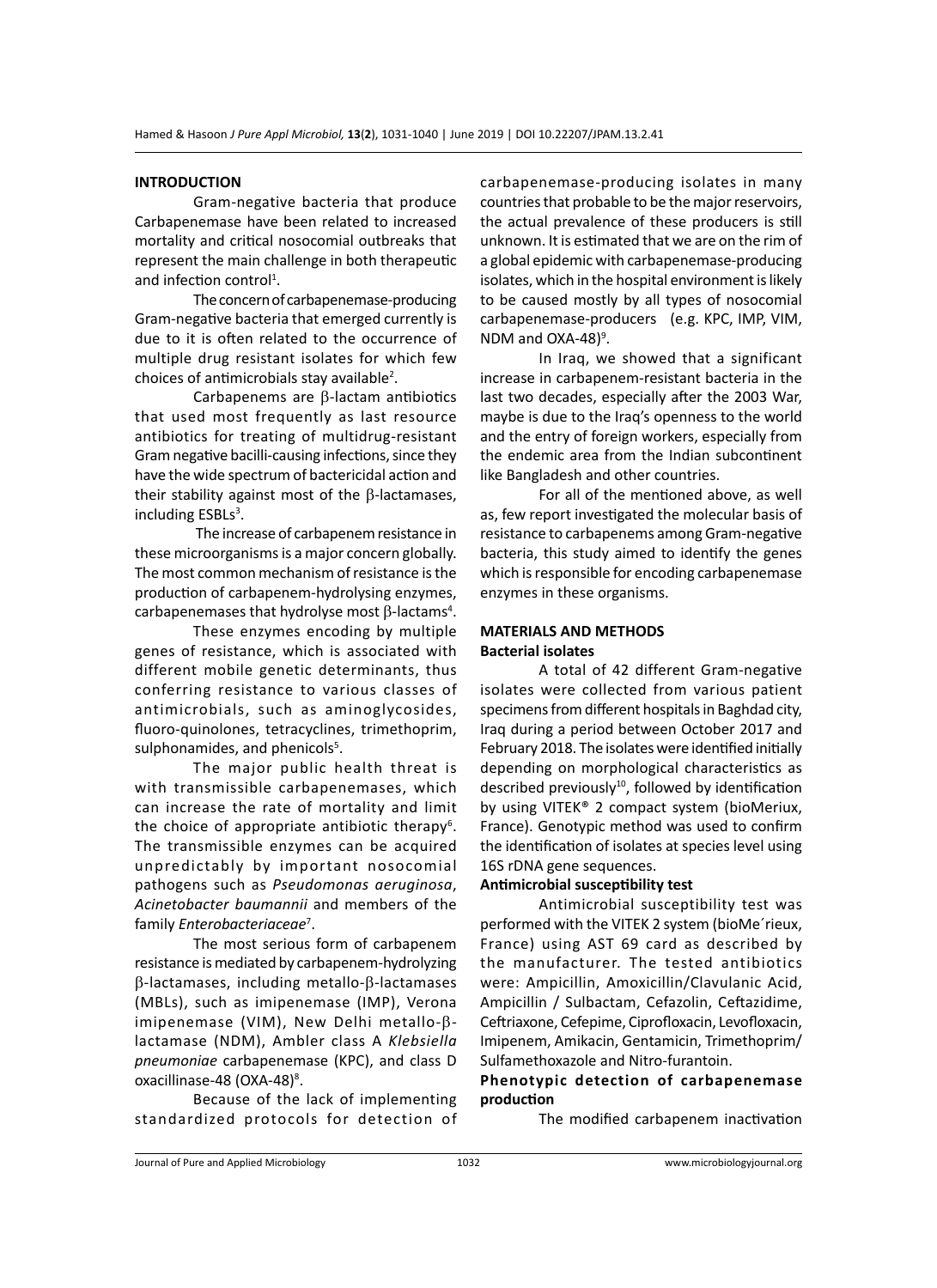## INTRODUCTION

Gram-negative bacteria that produce Carbapenemase have been related to increased mortality and critical nosocomial outbreaks that represent the main challenge in both therapeutic and infection control[1].

The concern of carbapenemase-producing Gram-negative bacteria that emerged currently is due to it is often related to the occurrence of multiple drug resistant isolates for which few choices of antimicrobials stay available[2].

Carbapenems are β-lactam antibiotics that used most frequently as last resource antibiotics for treating of multidrug-resistant Gram negative bacilli-causing infections, since they have the wide spectrum of bactericidal action and their stability against most of the β-lactamases, including ESBLs[3].

The increase of carbapenem resistance in these microorganisms is a major concern globally. The most common mechanism of resistance is the production of carbapenem-hydrolysing enzymes, carbapenemases that hydrolyse most β-lactams[4].

These enzymes encoding by multiple genes of resistance, which is associated with different mobile genetic determinants, thus conferring resistance to various classes of antimicrobials, such as aminoglycosides, fluoro-quinolones, tetracyclines, trimethoprim, sulphonamides, and phenicols[5].

The major public health threat is with transmissible carbapenemases, which can increase the rate of mortality and limit the choice of appropriate antibiotic therapy[6]. The transmissible enzymes can be acquired unpredictably by important nosocomial pathogens such as *Pseudomonas aeruginosa*, *Acinetobacter baumannii* and members of the family *Enterobacteriaceae*[7].

The most serious form of carbapenem resistance is mediated by carbapenem-hydrolyzing β-lactamases, including metallo-β-lactamases (MBLs), such as imipenemase (IMP), Verona imipenemase (VIM), New Delhi metallo-β-lactamase (NDM), Ambler class A *Klebsiella pneumoniae* carbapenemase (KPC), and class D oxacillinase-48 (OXA-48)[8].

Because of the lack of implementing standardized protocols for detection of carbapenemase-producing isolates in many countries that probable to be the major reservoirs, the actual prevalence of these producers is still unknown. It is estimated that we are on the rim of a global epidemic with carbapenemase-producing isolates, which in the hospital environment is likely to be caused mostly by all types of nosocomial carbapenemase-producers (e.g. KPC, IMP, VIM, NDM and OXA-48)[9].

In Iraq, we showed that a significant increase in carbapenem-resistant bacteria in the last two decades, especially after the 2003 War, maybe is due to the Iraq's openness to the world and the entry of foreign workers, especially from the endemic area from the Indian subcontinent like Bangladesh and other countries.

For all of the mentioned above, as well as, few report investigated the molecular basis of resistance to carbapenems among Gram-negative bacteria, this study aimed to identify the genes which is responsible for encoding carbapenemase enzymes in these organisms.

## MATERIALS AND METHODS

### Bacterial isolates

A total of 42 different Gram-negative isolates were collected from various patient specimens from different hospitals in Baghdad city, Iraq during a period between October 2017 and February 2018. The isolates were identified initially depending on morphological characteristics as described previously[10], followed by identification by using VITEK® 2 compact system (bioMeriux, France). Genotypic method was used to confirm the identification of isolates at species level using 16S rDNA gene sequences.

### Antimicrobial susceptibility test

Antimicrobial susceptibility test was performed with the VITEK 2 system (bioMe´rieux, France) using AST 69 card as described by the manufacturer. The tested antibiotics were: Ampicillin, Amoxicillin/Clavulanic Acid, Ampicillin / Sulbactam, Cefazolin, Ceftazidime, Ceftriaxone, Cefepime, Ciprofloxacin, Levofloxacin, Imipenem, Amikacin, Gentamicin, Trimethoprim/ Sulfamethoxazole and Nitro-furantoin.

### Phenotypic detection of carbapenemase production

The modified carbapenem inactivation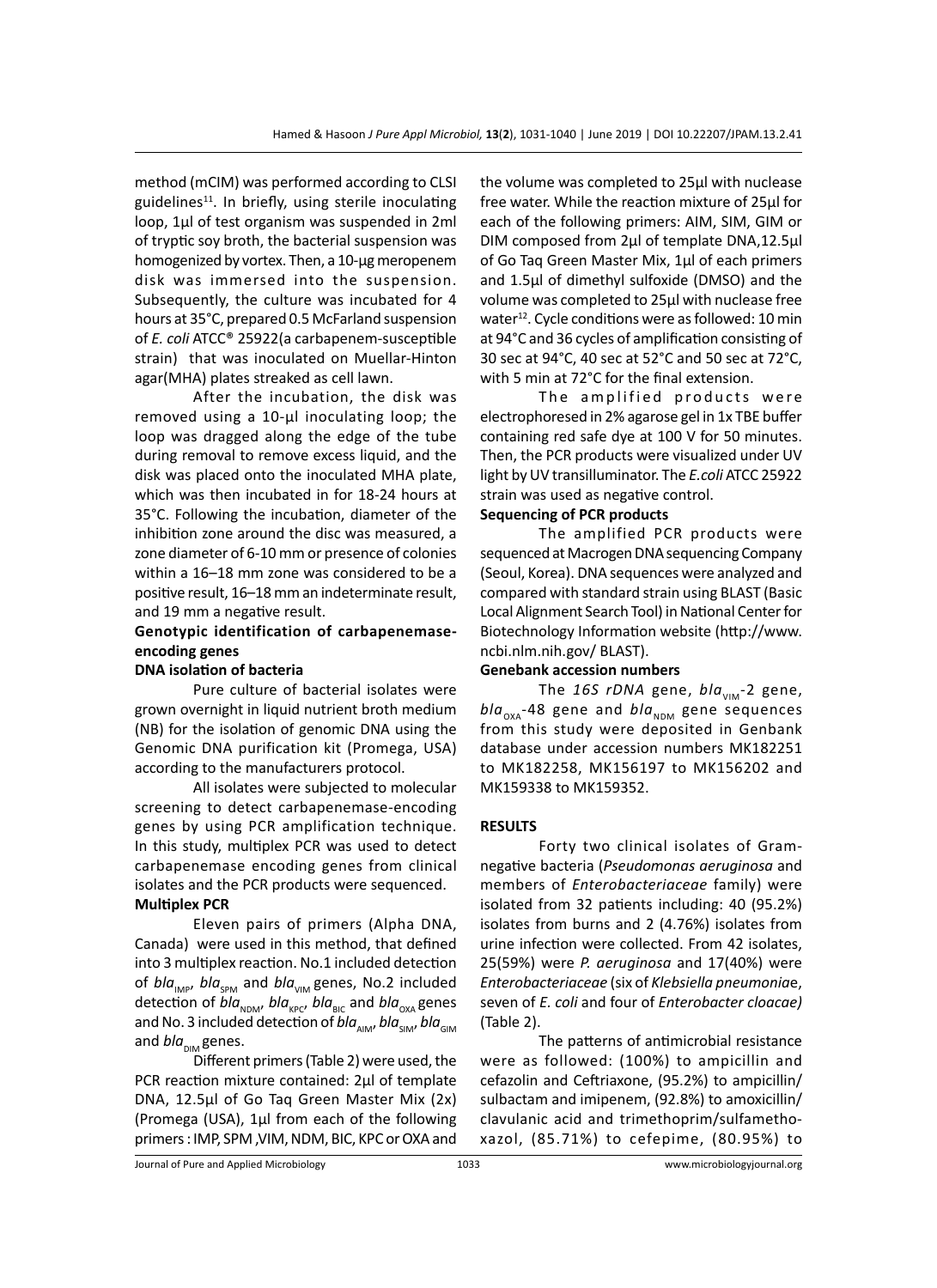method (mCIM) was performed according to CLSI guidelines[11]. In briefly, using sterile inoculating loop, 1µl of test organism was suspended in 2ml of tryptic soy broth, the bacterial suspension was homogenized by vortex. Then, a 10-µg meropenem disk was immersed into the suspension. Subsequently, the culture was incubated for 4 hours at 35°C, prepared 0.5 McFarland suspension of *E. coli* ATCC® 25922(a carbapenem-susceptible strain) that was inoculated on Muellar-Hinton agar(MHA) plates streaked as cell lawn.

After the incubation, the disk was removed using a 10-µl inoculating loop; the loop was dragged along the edge of the tube during removal to remove excess liquid, and the disk was placed onto the inoculated MHA plate, which was then incubated in for 18-24 hours at 35°C. Following the incubation, diameter of the inhibition zone around the disc was measured, a zone diameter of 6-10 mm or presence of colonies within a 16–18 mm zone was considered to be a positive result, 16–18 mm an indeterminate result, and 19 mm a negative result.

### Genotypic identification of carbapenemase-encoding genes

#### DNA isolation of bacteria

Pure culture of bacterial isolates were grown overnight in liquid nutrient broth medium (NB) for the isolation of genomic DNA using the Genomic DNA purification kit (Promega, USA) according to the manufacturers protocol.

All isolates were subjected to molecular screening to detect carbapenemase-encoding genes by using PCR amplification technique. In this study, multiplex PCR was used to detect carbapenemase encoding genes from clinical isolates and the PCR products were sequenced.

#### Multiplex PCR

Eleven pairs of primers (Alpha DNA, Canada) were used in this method, that defined into 3 multiplex reaction. No.1 included detection of $bla_{IMP}$, $bla_{SPM}$ and $bla_{VIM}$ genes, No.2 included detection of $bla_{NDM}$, $bla_{KPC}$, $bla_{BIC}$ and $bla_{OXA}$ genes and No. 3 included detection of $bla_{AIM}$, $bla_{SIM}$, $bla_{GIM}$ and $bla_{DIM}$ genes.

Different primers (Table 2) were used, the PCR reaction mixture contained: 2µl of template DNA, 12.5µl of Go Taq Green Master Mix (2x) (Promega (USA), 1µl from each of the following primers : IMP, SPM ,VIM, NDM, BIC, KPC or OXA and the volume was completed to 25µl with nuclease free water. While the reaction mixture of 25µl for each of the following primers: AIM, SIM, GIM or DIM composed from 2µl of template DNA,12.5µl of Go Taq Green Master Mix, 1µl of each primers and 1.5µl of dimethyl sulfoxide (DMSO) and the volume was completed to 25µl with nuclease free water[12]. Cycle conditions were as followed: 10 min at 94°C and 36 cycles of amplification consisting of 30 sec at 94°C, 40 sec at 52°C and 50 sec at 72°C, with 5 min at 72°C for the final extension.

The amplified products were electrophoresed in 2% agarose gel in 1x TBE buffer containing red safe dye at 100 V for 50 minutes. Then, the PCR products were visualized under UV light by UV transilluminator. The *E.coli* ATCC 25922 strain was used as negative control.

#### Sequencing of PCR products

The amplified PCR products were sequenced at Macrogen DNA sequencing Company (Seoul, Korea). DNA sequences were analyzed and compared with standard strain using BLAST (Basic Local Alignment Search Tool) in National Center for Biotechnology Information website (http://www.ncbi.nlm.nih.gov/ BLAST).

#### Genebank accession numbers

The *16S rDNA* gene, $bla_{VIM}$-2 gene, $bla_{OXA}$-48 gene and $bla_{NDM}$ gene sequences from this study were deposited in Genbank database under accession numbers MK182251 to MK182258, MK156197 to MK156202 and MK159338 to MK159352.

## RESULTS

Forty two clinical isolates of Gram-negative bacteria (*Pseudomonas aeruginosa* and members of *Enterobacteriaceae* family) were isolated from 32 patients including: 40 (95.2%) isolates from burns and 2 (4.76%) isolates from urine infection were collected. From 42 isolates, 25(59%) were *P. aeruginosa* and 17(40%) were *Enterobacteriaceae* (six of *Klebsiella pneumonia*e, seven of *E. coli* and four of *Enterobacter cloacae)* (Table 2).

The patterns of antimicrobial resistance were as followed: (100%) to ampicillin and cefazolin and Ceftriaxone, (95.2%) to ampicillin/sulbactam and imipenem, (92.8%) to amoxicillin/clavulanic acid and trimethoprim/sulfamethoxazol, (85.71%) to cefepime, (80.95%) to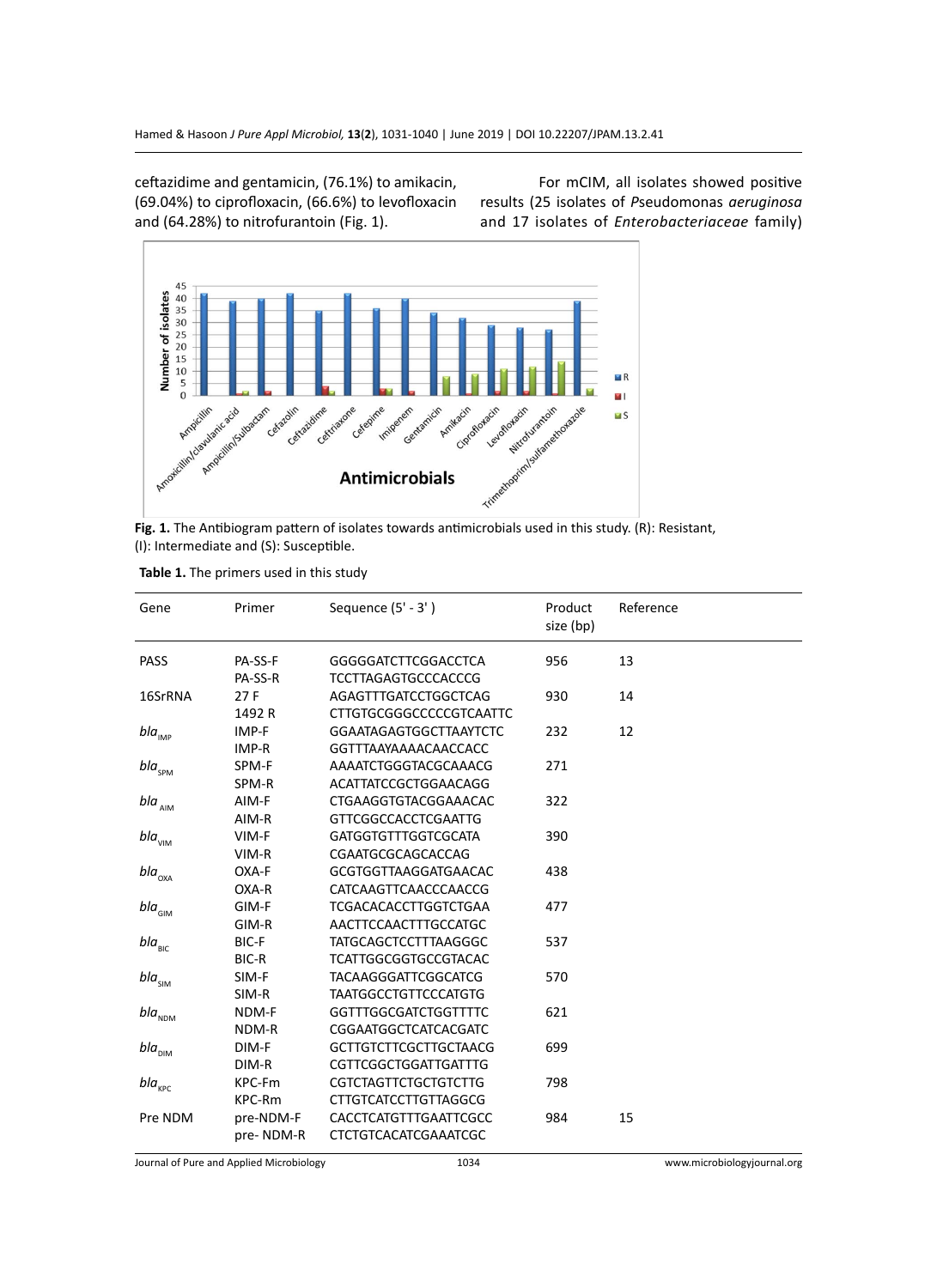ceftazidime and gentamicin, (76.1%) to amikacin, (69.04%) to ciprofloxacin, (66.6%) to levofloxacin and (64.28%) to nitrofurantoin (Fig. 1).

For mCIM, all isolates showed positive results (25 isolates of *Pseudomonas aeruginosa* and 17 isolates of *Enterobacteriaceae* family)

**Fig. 1.** The Antibiogram pattern of isolates towards antimicrobials used in this study. (R): Resistant, (I): Intermediate and (S): Susceptible.

**Table 1.** The primers used in this study

| Gene | Primer | Sequence (5' - 3') | Product size (bp) | Reference |
|---|---|---|---|---|
| PASS | PA-SS-F<br>PA-SS-R | GGGGGATCTTCGGACCTCA<br>TCCTTAGAGTGCCCACCCG | 956 | 13 |
| 16SrRNA | 27 F<br>1492 R | AGAGTTTGATCCTGGCTCAG<br>CTTGTGCGGGCCCCCGTCAATTC | 930 | 14 |
| $bla_{IMP}$ | IMP-F<br>IMP-R | GGAATAGAGTGGCTTAAYTCTC<br>GGTTTAAYAAAACAACCACC | 232 | 12 |
| $bla_{SPM}$ | SPM-F<br>SPM-R | AAAATCTGGGTACGCAAACG<br>ACATTATCCGCTGGAACAGG | 271 | |
| $bla_{AIM}$ | AIM-F<br>AIM-R | CTGAAGGTGTACGGAAACAC<br>GTTCGGCCACCTCGAATTG | 322 | |
| $bla_{VIM}$ | VIM-F<br>VIM-R | GATGGTGTTTGGTCGCATA<br>CGAATGCGCAGCACCAG | 390 | |
| $bla_{OXA}$ | OXA-F<br>OXA-R | GCGTGGTTAAGGATGAACAC<br>CATCAAGTTCAACCCAACCG | 438 | |
| $bla_{GIM}$ | GIM-F<br>GIM-R | TCGACACACCTTGGTCTGAA<br>AACTTCCAACTTTGCCATGC | 477 | |
| $bla_{BIC}$ | BIC-F<br>BIC-R | TATGCAGCTCCTTTAAGGGC<br>TCATTGGCGGTGCCGTACAC | 537 | |
| $bla_{SIM}$ | SIM-F<br>SIM-R | TACAAGGGATTCGGCATCG<br>TAATGGCCTGTTCCCATGTG | 570 | |
| $bla_{NDM}$ | NDM-F<br>NDM-R | GGTTTGGCGATCTGGTTTTC<br>CGGAATGGCTCATCACGATC | 621 | |
| $bla_{DIM}$ | DIM-F<br>DIM-R | GCTTGTCTTCGCTTGCTAACG<br>CGTTCGGCTGGATTGATTTG | 699 | |
| $bla_{KPC}$ | KPC-Fm<br>KPC-Rm | CGTCTAGTTCTGCTGTCTTG<br>CTTGTCATCCTTGTTAGGCG | 798 | |
| Pre NDM | pre-NDM-F<br>pre- NDM-R | CACCTCATGTTTGAATTCGCC<br>CTCTGTCACATCGAAATCGC | 984 | 15 |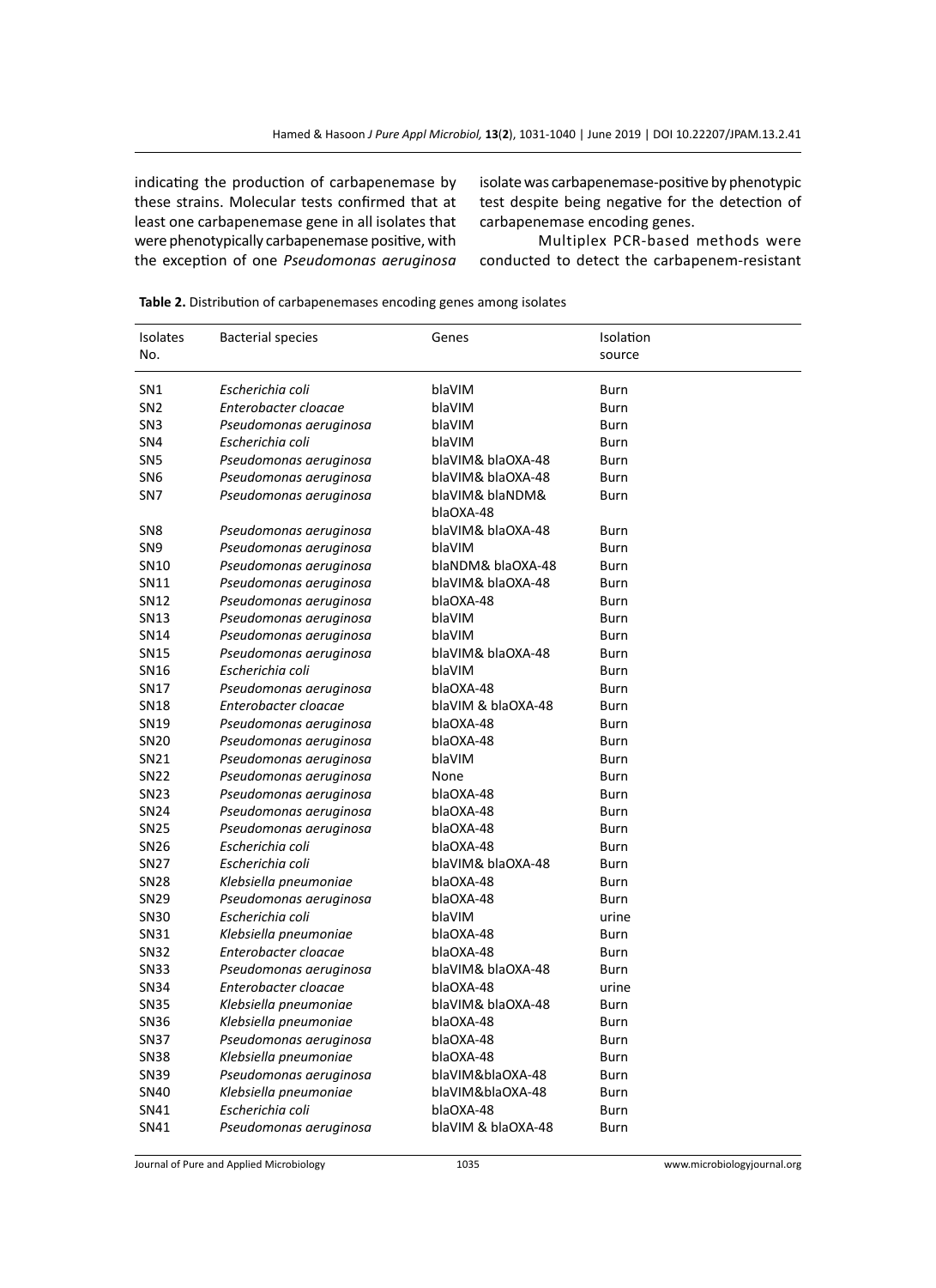indicating the production of carbapenemase by these strains. Molecular tests confirmed that at least one carbapenemase gene in all isolates that were phenotypically carbapenemase positive, with the exception of one *Pseudomonas aeruginosa* isolate was carbapenemase-positive by phenotypic test despite being negative for the detection of carbapenemase encoding genes.

Multiplex PCR-based methods were conducted to detect the carbapenem-resistant

**Table 2.** Distribution of carbapenemases encoding genes among isolates

| Isolates No. | Bacterial species | Genes | Isolation source |
|---|---|---|---|
| SN1 | *Escherichia coli* | blaVIM | Burn |
| SN2 | *Enterobacter cloacae* | blaVIM | Burn |
| SN3 | *Pseudomonas aeruginosa* | blaVIM | Burn |
| SN4 | *Escherichia coli* | blaVIM | Burn |
| SN5 | *Pseudomonas aeruginosa* | blaVIM& blaOXA-48 | Burn |
| SN6 | *Pseudomonas aeruginosa* | blaVIM& blaOXA-48 | Burn |
| SN7 | *Pseudomonas aeruginosa* | blaVIM& blaNDM& blaOXA-48 | Burn |
| SN8 | *Pseudomonas aeruginosa* | blaVIM& blaOXA-48 | Burn |
| SN9 | *Pseudomonas aeruginosa* | blaVIM | Burn |
| SN10 | *Pseudomonas aeruginosa* | blaNDM& blaOXA-48 | Burn |
| SN11 | *Pseudomonas aeruginosa* | blaVIM& blaOXA-48 | Burn |
| SN12 | *Pseudomonas aeruginosa* | blaOXA-48 | Burn |
| SN13 | *Pseudomonas aeruginosa* | blaVIM | Burn |
| SN14 | *Pseudomonas aeruginosa* | blaVIM | Burn |
| SN15 | *Pseudomonas aeruginosa* | blaVIM& blaOXA-48 | Burn |
| SN16 | *Escherichia coli* | blaVIM | Burn |
| SN17 | *Pseudomonas aeruginosa* | blaOXA-48 | Burn |
| SN18 | *Enterobacter cloacae* | blaVIM & blaOXA-48 | Burn |
| SN19 | *Pseudomonas aeruginosa* | blaOXA-48 | Burn |
| SN20 | *Pseudomonas aeruginosa* | blaOXA-48 | Burn |
| SN21 | *Pseudomonas aeruginosa* | blaVIM | Burn |
| SN22 | *Pseudomonas aeruginosa* | None | Burn |
| SN23 | *Pseudomonas aeruginosa* | blaOXA-48 | Burn |
| SN24 | *Pseudomonas aeruginosa* | blaOXA-48 | Burn |
| SN25 | *Pseudomonas aeruginosa* | blaOXA-48 | Burn |
| SN26 | *Escherichia coli* | blaOXA-48 | Burn |
| SN27 | *Escherichia coli* | blaVIM& blaOXA-48 | Burn |
| SN28 | *Klebsiella pneumoniae* | blaOXA-48 | Burn |
| SN29 | *Pseudomonas aeruginosa* | blaOXA-48 | Burn |
| SN30 | *Escherichia coli* | blaVIM | urine |
| SN31 | *Klebsiella pneumoniae* | blaOXA-48 | Burn |
| SN32 | *Enterobacter cloacae* | blaOXA-48 | Burn |
| SN33 | *Pseudomonas aeruginosa* | blaVIM& blaOXA-48 | Burn |
| SN34 | *Enterobacter cloacae* | blaOXA-48 | urine |
| SN35 | *Klebsiella pneumoniae* | blaVIM& blaOXA-48 | Burn |
| SN36 | *Klebsiella pneumoniae* | blaOXA-48 | Burn |
| SN37 | *Pseudomonas aeruginosa* | blaOXA-48 | Burn |
| SN38 | *Klebsiella pneumoniae* | blaOXA-48 | Burn |
| SN39 | *Pseudomonas aeruginosa* | blaVIM&blaOXA-48 | Burn |
| SN40 | *Klebsiella pneumoniae* | blaVIM&blaOXA-48 | Burn |
| SN41 | *Escherichia coli* | blaOXA-48 | Burn |
| SN41 | *Pseudomonas aeruginosa* | blaVIM & blaOXA-48 | Burn |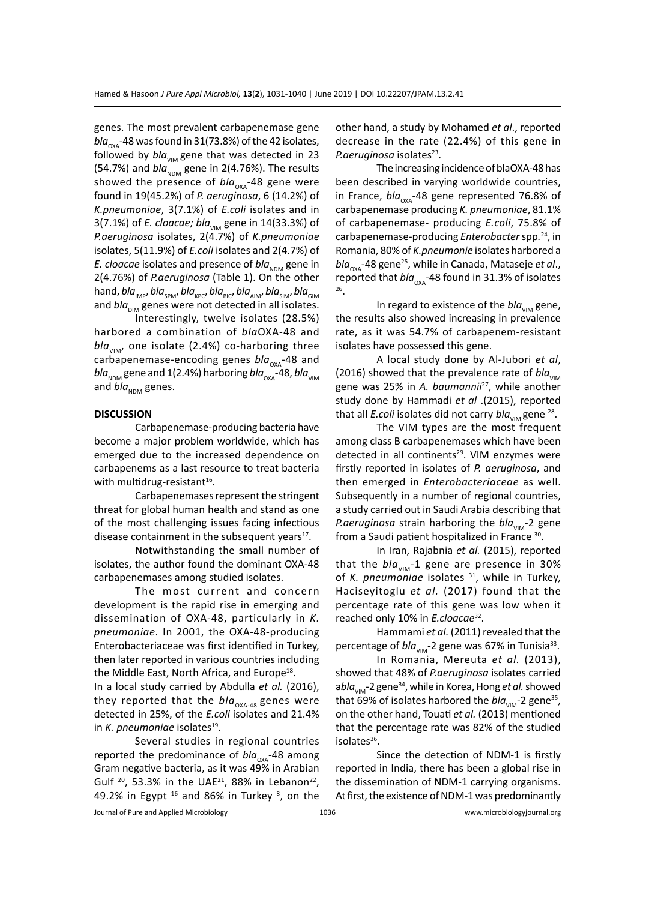genes. The most prevalent carbapenemase gene $bla_{OXA}$-48 was found in 31(73.8%) of the 42 isolates, followed by $bla_{VIM}$ gene that was detected in 23 (54.7%) and $bla_{NDM}$ gene in 2(4.76%). The results showed the presence of $bla_{OXA}$-48 gene were found in 19(45.2%) of *P. aeruginosa*, 6 (14.2%) of *K.pneumoniae*, 3(7.1%) of *E.coli* isolates and in 3(7.1%) of *E. cloacae; $bla_{VIM}$* gene in 14(33.3%) of *P.aeruginosa* isolates, 2(4.7%) of *K.pneumoniae* isolates, 5(11.9%) of *E.coli* isolates and 2(4.7%) of *E. cloacae* isolates and presence of $bla_{NDM}$ gene in 2(4.76%) of *P.aeruginosa* (Table 1). On the other hand, $bla_{IMP}$, $bla_{SPM}$, $bla_{KPC}$, $bla_{BIC}$, $bla_{AIM}$, $bla_{SIM}$, $bla_{GIM}$ and $bla_{DIM}$ genes were not detected in all isolates.

Interestingly, twelve isolates (28.5%) harbored a combination of *bla*OXA-48 and $bla_{VIM}$, one isolate (2.4%) co-harboring three carbapenemase-encoding genes $bla_{OXA}$-48 and $bla_{NDM}$ gene and 1(2.4%) harboring $bla_{OXA}$-48, $bla_{VIM}$ and $bla_{NDM}$ genes.

## DISCUSSION

Carbapenemase-producing bacteria have become a major problem worldwide, which has emerged due to the increased dependence on carbapenems as a last resource to treat bacteria with multidrug-resistant[16].

Carbapenemases represent the stringent threat for global human health and stand as one of the most challenging issues facing infectious disease containment in the subsequent years[17].

Notwithstanding the small number of isolates, the author found the dominant OXA-48 carbapenemases among studied isolates.

The most current and concern development is the rapid rise in emerging and dissemination of OXA-48, particularly in *K. pneumoniae*. In 2001, the OXA-48-producing Enterobacteriaceae was first identified in Turkey, then later reported in various countries including the Middle East, North Africa, and Europe[18].

In a local study carried by Abdulla *et al.* (2016), they reported that the $bla_{OXA-48}$ genes were detected in 25%, of the *E.coli* isolates and 21.4% in *K. pneumoniae* isolates[19].

Several studies in regional countries reported the predominance of $bla_{OXA}$-48 among Gram negative bacteria, as it was 49% in Arabian Gulf [20], 53.3% in the UAE[21], 88% in Lebanon[22], 49.2% in Egypt [16] and 86% in Turkey [8], on the other hand, a study by Mohamed *et al*., reported decrease in the rate (22.4%) of this gene in *P.aeruginosa* isolates[23].

The increasing incidence of blaOXA-48 has been described in varying worldwide countries, in France, $bla_{OXA}$-48 gene represented 76.8% of carbapenemase producing *K. pneumoniae*, 81.1% of carbapenemase- producing *E.coli*, 75.8% of carbapenemase-producing *Enterobacter* spp.[24], in Romania, 80% of *K.pneumonie* isolates harbored a $bla_{OXA}$-48 gene[25], while in Canada, Mataseje *et al*., reported that $bla_{OXA}$-48 found in 31.3% of isolates [26].

In regard to existence of the $bla_{VIM}$ gene, the results also showed increasing in prevalence rate, as it was 54.7% of carbapenem-resistant isolates have possessed this gene.

A local study done by Al-Jubori *et al*, (2016) showed that the prevalence rate of $bla_{VIM}$ gene was 25% in *A. baumannii*[27], while another study done by Hammadi *et al* .(2015), reported that all *E.coli* isolates did not carry $bla_{VIM}$ gene [28].

The VIM types are the most frequent among class B carbapenemases which have been detected in all continents[29]. VIM enzymes were firstly reported in isolates of *P. aeruginosa*, and then emerged in *Enterobacteriaceae* as well. Subsequently in a number of regional countries, a study carried out in Saudi Arabia describing that *P.aeruginosa* strain harboring the $bla_{VIM}$-2 gene from a Saudi patient hospitalized in France [30].

In Iran, Rajabnia *et al.* (2015), reported that the $bla_{VIM}$-1 gene are presence in 30% of *K. pneumoniae* isolates [31], while in Turkey, Haciseyitoglu *et al.* (2017) found that the percentage rate of this gene was low when it reached only 10% in *E.cloacae*[32].

Hammami *et al.* (2011) revealed that the percentage of $bla_{VIM}$-2 gene was 67% in Tunisia[33].

In Romania, Mereuta *et al.* (2013), showed that 48% of *P.aeruginosa* isolates carried a$bla_{VIM}$-2 gene[34], while in Korea, Hong *et al.* showed that 69% of isolates harbored the $bla_{VIM}$-2 gene[35], on the other hand, Touati *et al.* (2013) mentioned that the percentage rate was 82% of the studied isolates[36].

Since the detection of NDM-1 is firstly reported in India, there has been a global rise in the dissemination of NDM-1 carrying organisms. At first, the existence of NDM-1 was predominantly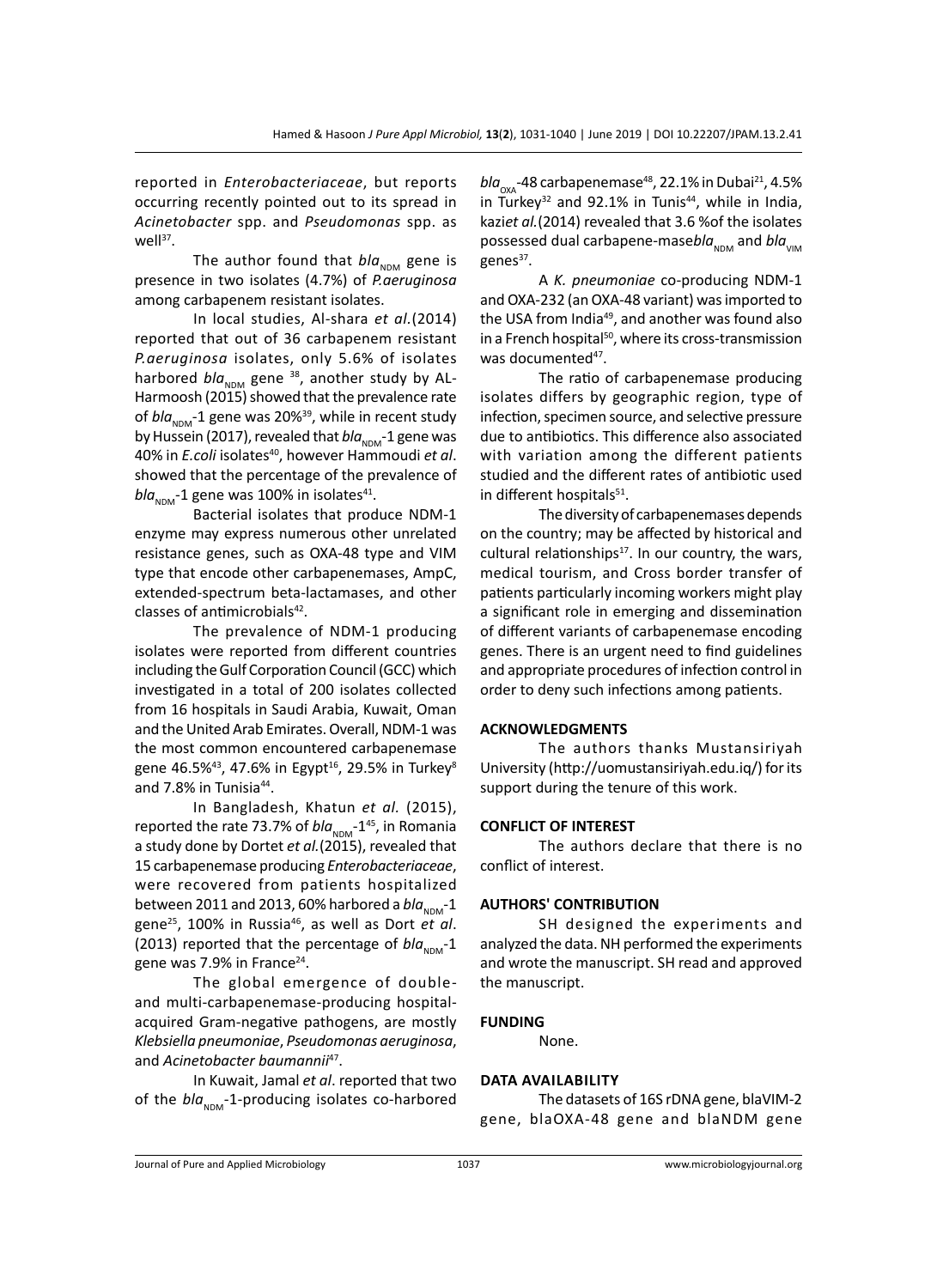reported in *Enterobacteriaceae*, but reports occurring recently pointed out to its spread in *Acinetobacter* spp. and *Pseudomonas* spp. as well[37].

The author found that $bla_{NDM}$ gene is presence in two isolates (4.7%) of *P.aeruginosa* among carbapenem resistant isolates.

In local studies, Al-shara *et al.*(2014) reported that out of 36 carbapenem resistant *P.aeruginosa* isolates, only 5.6% of isolates harbored $bla_{NDM}$ gene [38], another study by AL-Harmoosh (2015) showed that the prevalence rate of $bla_{NDM}$-1 gene was 20%[39], while in recent study by Hussein (2017), revealed that $bla_{NDM}$-1 gene was 40% in *E.coli* isolates[40], however Hammoudi *et al*. showed that the percentage of the prevalence of $bla_{NDM}$-1 gene was 100% in isolates[41].

Bacterial isolates that produce NDM-1 enzyme may express numerous other unrelated resistance genes, such as OXA-48 type and VIM type that encode other carbapenemases, AmpC, extended-spectrum beta-lactamases, and other classes of antimicrobials[42].

The prevalence of NDM-1 producing isolates were reported from different countries including the Gulf Corporation Council (GCC) which investigated in a total of 200 isolates collected from 16 hospitals in Saudi Arabia, Kuwait, Oman and the United Arab Emirates. Overall, NDM-1 was the most common encountered carbapenemase gene 46.5%[43], 47.6% in Egypt[16], 29.5% in Turkey[8] and 7.8% in Tunisia[44].

In Bangladesh, Khatun *et al*. (2015), reported the rate 73.7% of $bla_{NDM}$-1[45], in Romania a study done by Dortet *et al.*(2015), revealed that 15 carbapenemase producing *Enterobacteriaceae*, were recovered from patients hospitalized between 2011 and 2013, 60% harbored a $bla_{NDM}$-1 gene[25], 100% in Russia[46], as well as Dort *et al*. (2013) reported that the percentage of $bla_{NDM}$-1 gene was 7.9% in France[24].

The global emergence of double-and multi-carbapenemase-producing hospital-acquired Gram-negative pathogens, are mostly *Klebsiella pneumoniae*, *Pseudomonas aeruginosa*, and *Acinetobacter baumannii*[47].

In Kuwait, Jamal *et al*. reported that two of the $bla_{NDM}$-1-producing isolates co-harbored $bla_{OXA}$-48 carbapenemase[48], 22.1% in Dubai[21], 4.5% in Turkey[32] and 92.1% in Tunis[44], while in India, kazi*et al.*(2014) revealed that 3.6 %of the isolates possessed dual carbapene-mase$bla_{NDM}$ and $bla_{VIM}$ genes[37].

A *K. pneumoniae* co-producing NDM-1 and OXA-232 (an OXA-48 variant) was imported to the USA from India[49], and another was found also in a French hospital[50], where its cross-transmission was documented[47].

The ratio of carbapenemase producing isolates differs by geographic region, type of infection, specimen source, and selective pressure due to antibiotics. This difference also associated with variation among the different patients studied and the different rates of antibiotic used in different hospitals[51].

The diversity of carbapenemases depends on the country; may be affected by historical and cultural relationships[17]. In our country, the wars, medical tourism, and Cross border transfer of patients particularly incoming workers might play a significant role in emerging and dissemination of different variants of carbapenemase encoding genes. There is an urgent need to find guidelines and appropriate procedures of infection control in order to deny such infections among patients.

## ACKNOWLEDGMENTS

The authors thanks Mustansiriyah University (http://uomustansiriyah.edu.iq/) for its support during the tenure of this work.

## CONFLICT OF INTEREST

The authors declare that there is no conflict of interest.

## AUTHORS' CONTRIBUTION

SH designed the experiments and analyzed the data. NH performed the experiments and wrote the manuscript. SH read and approved the manuscript.

## FUNDING

None.

## DATA AVAILABILITY

The datasets of 16S rDNA gene, blaVIM-2 gene, blaOXA-48 gene and blaNDM gene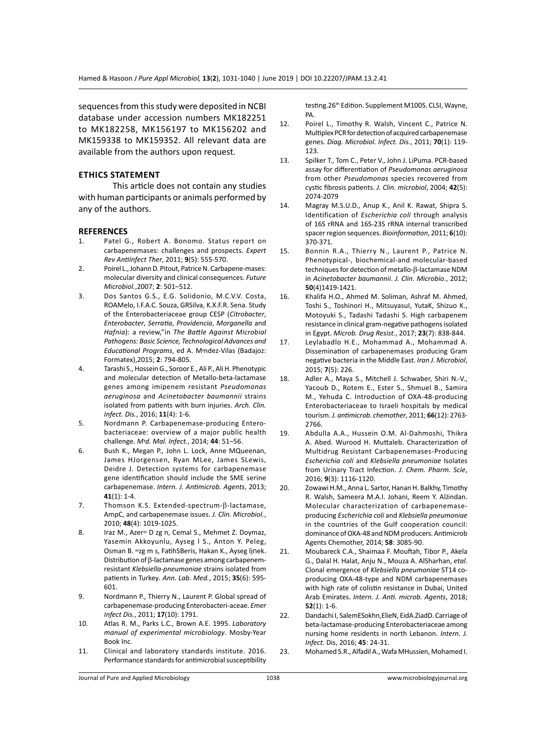sequences from this study were deposited in NCBI database under accession numbers MK182251 to MK182258, MK156197 to MK156202 and MK159338 to MK159352. All relevant data are available from the authors upon request.

## ETHICS STATEMENT

This article does not contain any studies with human participants or animals performed by any of the authors.

## REFERENCES

1. Patel G., Robert A. Bonomo. Status report on carbapenemases: challenges and prospects. *Expert Rev AntiInfect Ther*, 2011; **9**(5): 555-570.
2. Poirel L., Johann D. Pitout, Patrice N. Carbapene-mases: molecular diversity and clinical consequences. *Future Microbiol.*,2007; **2**: 501–512.
3. Dos Santos G.S., E.G. Solidonio, M.C.V.V. Costa, ROAMelo, I.F.A.C. Souza, GRSilva, K.X.F.R. Sena. Study of the Enterobacteriaceae group CESP (*Citrobacter*, *Enterobacter*, *Serratia*, *Providencia*, *Morganella* and *Hafnia*): a review,"in *The Battle Against Microbial Pathogens: Basic Science, Technological Advances and Educational Programs*, ed A. Mｹndez-Vilas (Badajoz: Formatex),2015; **2**: 794-805.
4. Tarashi S., Hossein G., Soroor E., Ali P., Ali H. Phenotypic and molecular detection of Metallo-beta-lactamase genes among imipenem resistant *Pseudomonas aeruginosa* and *Acinetobacter baumannii* strains isolated from patients with burn injuries. *Arch. Clin. Infect. Dis.*, 2016; **11**(4): 1-6.
5. Nordmann P. Carbapenemase-producing Enterobacteriaceae: overview of a major public health challenge. *Mｹd. Mal. Infect.*, 2014; **44**: 51–56.
6. Bush K., Megan P., John L. Lock, Anne MQueenan, James HJorgensen, Ryan MLee, James SLewis, Deidre J. Detection systems for carbapenemase gene identification should include the SME serine carbapenemase. *Intern. J. Antimicrob. Agents*, 2013; **41**(1): 1-4.
7. Thomson K.S. Extended-spectrum-β-lactamase, AmpC, and carbapenemase issues. *J. Clin. Microbiol.*, 2010; **48**(4): 1019-1025.
8. Iraz M., Azerｨ D zg n, Cemal S., Mehmet Z. Doymaz, Yasemin Akkoyunlu, Ayseg l S., Anton Y. Peleg, Osman B. ｨzg m s, FatihSBeris, Hakan K., Ayseg l inek. Distribution of β-lactamase genes among carbapenem-resistant *Klebsiella-pneumoniae* strains isolated from patients in Turkey. *Ann. Lab. Med.*, 2015; **35**(6): 595-601.
9. Nordmann P., Thierry N., Laurent P. Global spread of carbapenemase-producing Enterobacteri-aceae. *Emer Infect Dis.*, 2011; **17**(10): 1791.
10. Atlas R. M., Parks L.C., Brown A.E. 1995. *Laboratory manual of experimental microbiology*. Mosby-Year Book Inc.
11. Clinical and laboratory standards institute. 2016. Performance standards for antimicrobial susceptibility testing.26th Edition. Supplement M100S. CLSI, Wayne, PA.
12. Poirel L., Timothy R. Walsh, Vincent C., Patrice N. Multiplex PCR for detection of acquired carbapenemase genes. *Diag. Microbiol. Infect. Dis.*, 2011; **70**(1): 119-123.
13. Spilker T., Tom C., Peter V., John J. LiPuma. PCR-based assay for differentiation of *Pseudomonas aeruginosa* from other *Pseudomonas* species recovered from cystic fibrosis patients. *J. Clin. microbiol*, 2004; **42**(5): 2074-2079
14. Magray M.S.U.D., Anup K., Anil K. Rawat, Shipra S. Identification of *Escherichia coli* through analysis of 16S rRNA and 16S-23S rRNA internal transcribed spacer region sequences. *Bioinformation*, 2011; **6**(10): 370-371.
15. Bonnin R.A., Thierry N., Laurent P., Patrice N. Phenotypical-, biochemical-and molecular-based techniques for detection of metallo-β-lactamase NDM in *Acinetobacter baumannii*. *J. Clin. Microbio.*, 2012; **50**(4)1419-1421.
16. Khalifa H.O., Ahmed M. Soliman, Ashraf M. Ahmed, Toshi S., Toshinori H., MitsuyasuI, YutaK, Shizuo K., Motoyuki S., Tadashi Tadashi S. High carbapenem resistance in clinical gram-negative pathogens isolated in Egypt. *Microb. Drug Resist.*, 2017; **23**(7): 838-844.
17. Leylabadlo H.E., Mohammad A., Mohammad A. Dissemination of carbapenemases producing Gram negative bacteria in the Middle East. *Iran J. Microbiol*, 2015; **7**(5): 226.
18. Adler A., Maya S., Mitchell J. Schwaber, Shiri N.-V., Yacoub D., Rotem E., Ester S., Shmuel B., Samira M., Yehuda C. Introduction of OXA-48-producing Enterobacteriaceae to Israeli hospitals by medical tourism. *J. antimicrob. chemother*, 2011; **66**(12): 2763-2766.
19. Abdulla A.A., Hussein O.M. Al-Dahmoshi, Thikra A. Abed. Wurood H. Muttaleb. Characterization of Multidrug Resistant Carbapenemases-Producing *Escherichia coli* and *Klebsiella pneumoniae* Isolates from Urinary Tract Infection. *J. Chem. Pharm. Scie*, 2016; **9**(3): 1116-1120.
20. Zowawi H.M., Anna L. Sartor, Hanan H. Balkhy, Timothy R. Walsh, Sameera M.A.l. Johani, Reem Y. AlJindan. Molecular characterization of carbapenemase-producing *Escherichia coli* and *Klebsiella pneumoniae* in the countries of the Gulf cooperation council: dominance of OXA-48 and NDM producers. Antimicrob Agents Chemother, 2014; **58**: 3085-90.
21. Moubareck C.A., Shaimaa F. Mouftah, Tibor P., Akela G., Dalal H. Halat, Anju N., Mouza A. AlSharhan, *etal*. Clonal emergence of *Klebsiella pneumoniae* ST14 co-producing OXA-48-type and NDM carbapenemases with high rate of colistin resistance in Dubai, United Arab Emirates. *Intern. J. Anti. microb. Agents*, 2018; **52**(1): 1-6.
22. Dandachi I, SalemESokhn,ElieN, EidA.ZiadD. Carriage of beta-lactamase-producing Enterobacteriaceae among nursing home residents in north Lebanon. *Intern. J. Infect.* Dis, 2016; **45**: 24-31.
23. Mohamed S.R., Alfadil A., Wafa MHussien, Mohamed I.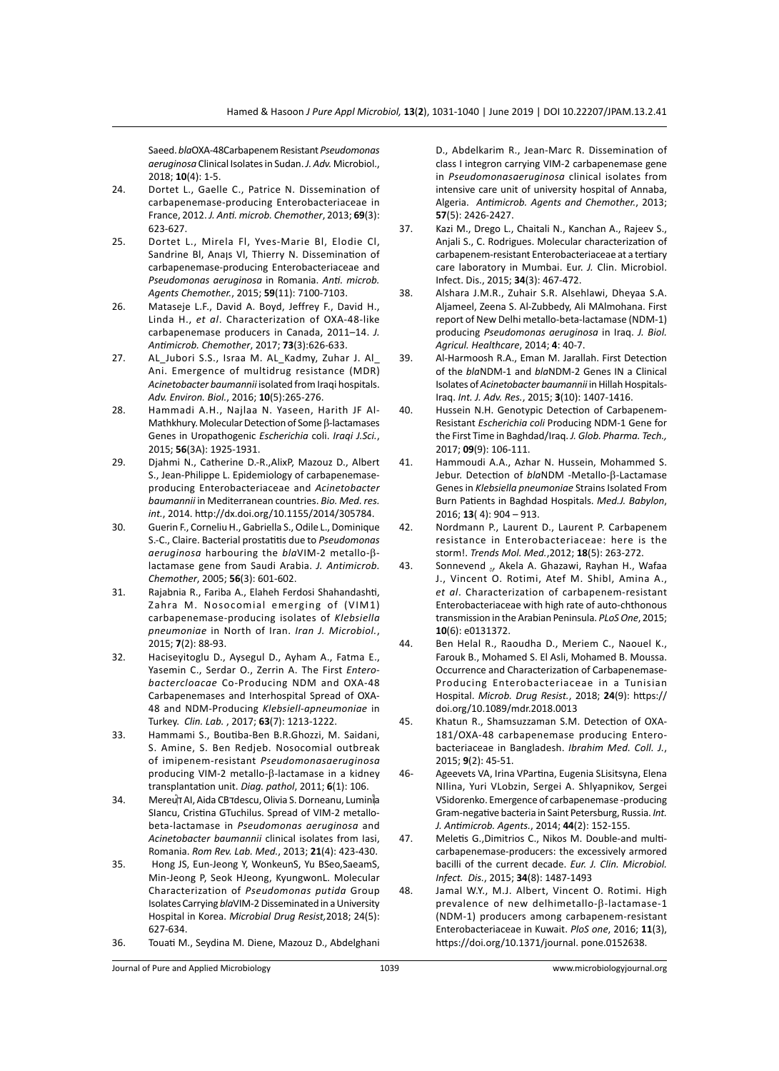Saeed. *bla*OXA-48Carbapenem Resistant *Pseudomonas aeruginosa* Clinical Isolates in Sudan. *J. Adv.* Microbiol., 2018; **10**(4): 1-5.

24. Dortet L., Gaelle C., Patrice N. Dissemination of carbapenemase-producing Enterobacteriaceae in France, 2012. *J. Anti. microb. Chemother*, 2013; **69**(3): 623-627.
25. Dortet L., Mirela Fl, Yves-Marie Bl, Elodie Cl, Sandrine Bl, Anaļs Vl, Thierry N. Dissemination of carbapenemase-producing Enterobacteriaceae and *Pseudomonas aeruginosa* in Romania. *Anti. microb. Agents Chemother.*, 2015; **59**(11): 7100-7103.
26. Mataseje L.F., David A. Boyd, Jeffrey F., David H., Linda H., *et al*. Characterization of OXA-48-like carbapenemase producers in Canada, 2011–14. *J. Antimicrob. Chemother*, 2017; **73**(3):626-633.
27. AL_Jubori S.S., Israa M. AL_Kadmy, Zuhar J. Al_Ani. Emergence of multidrug resistance (MDR) *Acinetobacter baumannii* isolated from Iraqi hospitals. *Adv. Environ. Biol.*, 2016; **10**(5):265-276.
28. Hammadi A.H., Najlaa N. Yaseen, Harith JF Al-Mathkhury. Molecular Detection of Some β-lactamases Genes in Uropathogenic *Escherichia* coli. *Iraqi J.Sci.*, 2015; **56**(3A): 1925-1931.
29. Djahmi N., Catherine D.-R.,AlixP, Mazouz D., Albert S., Jean-Philippe L. Epidemiology of carbapenemase-producing Enterobacteriaceae and *Acinetobacter baumannii* in Mediterranean countries. *Bio. Med. res. int.*, 2014. http://dx.doi.org/10.1155/2014/305784.
30. Guerin F., Corneliu H., Gabriella S., Odile L., Dominique S.-C., Claire. Bacterial prostatitis due to *Pseudomonas aeruginosa* harbouring the *bla*VIM-2 metallo-β-lactamase gene from Saudi Arabia. *J. Antimicrob. Chemother*, 2005; **56**(3): 601-602.
31. Rajabnia R., Fariba A., Elaheh Ferdosi Shahandashti, Zahra M. Nosocomial emerging of (VIM1) carbapenemase-producing isolates of *Klebsiella pneumoniae* in North of Iran. *Iran J. Microbiol.*, 2015; **7**(2): 88-93.
32. Haciseyitoglu D., Aysegul D., Ayham A., Fatma E., Yasemin C., Serdar O., Zerrin A. The First *Enterobactercloacae* Co-Producing NDM and OXA-48 Carbapenemases and Interhospital Spread of OXA-48 and NDM-Producing *Klebsiell-apneumoniae* in Turkey. *Clin. Lab.* , 2017; **63**(7): 1213-1222.
33. Hammami S., Boutiba-Ben B.R.Ghozzi, M. Saidani, S. Amine, S. Ben Redjeb. Nosocomial outbreak of imipenem-resistant *Pseudomonasaeruginosa* producing VIM-2 metallo-β-lactamase in a kidney transplantation unit. *Diag. pathol*, 2011; **6**(1): 106.
34. MereuțT AI, Aida CBTdescu, Olivia S. Dorneanu, Luminița SIancu, Cristina GTuchilus. Spread of VIM-2 metallo-beta-lactamase in *Pseudomonas aeruginosa* and *Acinetobacter baumannii* clinical isolates from Iasi, Romania. *Rom Rev. Lab. Med.*, 2013; **21**(4): 423-430.
35. Hong JS, Eun-Jeong Y, WonkeunS, Yu BSeo,SaeamS, Min-Jeong P, Seok HJeong, KyungwonL. Molecular Characterization of *Pseudomonas putida* Group Isolates Carrying *bla*VIM-2 Disseminated in a University Hospital in Korea. *Microbial Drug Resist,*2018; 24(5): 627-634.
36. Touati M., Seydina M. Diene, Mazouz D., Abdelghani D., Abdelkarim R., Jean-Marc R. Dissemination of class I integron carrying VIM-2 carbapenemase gene in *Pseudomonasaeruginosa* clinical isolates from intensive care unit of university hospital of Annaba, Algeria. *Antimicrob. Agents and Chemother.*, 2013; **57**(5): 2426-2427.
37. Kazi M., Drego L., Chaitali N., Kanchan A., Rajeev S., Anjali S., C. Rodrigues. Molecular characterization of carbapenem-resistant Enterobacteriaceae at a tertiary care laboratory in Mumbai. Eur. *J.* Clin. Microbiol. Infect. Dis., 2015; **34**(3): 467-472.
38. Alshara J.M.R., Zuhair S.R. Alsehlawi, Dheyaa S.A. Aljameel, Zeena S. Al-Zubbedy, Ali MAlmohana. First report of New Delhi metallo-beta-lactamase (NDM-1) producing *Pseudomonas aeruginosa* in Iraq. *J. Biol. Agricul. Healthcare*, 2014; **4**: 40-7.
39. Al-Harmoosh R.A., Eman M. Jarallah. First Detection of the *bla*NDM-1 and *bla*NDM-2 Genes IN a Clinical Isolates of *Acinetobacter baumannii* in Hillah Hospitals-Iraq. *Int. J. Adv. Res.*, 2015; **3**(10): 1407-1416.
40. Hussein N.H. Genotypic Detection of Carbapenem-Resistant *Escherichia coli* Producing NDM-1 Gene for the First Time in Baghdad/Iraq. *J. Glob. Pharma. Tech.,* 2017; **09**(9): 106-111.
41. Hammoudi A.A., Azhar N. Hussein, Mohammed S. Jebur. Detection of *bla*NDM -Metallo-β-Lactamase Genes in *Klebsiella pneumoniae* Strains Isolated From Burn Patients in Baghdad Hospitals. *Med.J. Babylon*, 2016; **13**( 4): 904 – 913.
42. Nordmann P., Laurent D., Laurent P. Carbapenem resistance in Enterobacteriaceae: here is the storm!. *Trends Mol. Med.*,2012; **18**(5): 263-272.
43. Sonnevend ., Akela A. Ghazawi, Rayhan H., Wafaa J., Vincent O. Rotimi, Atef M. Shibl, Amina A., *et al*. Characterization of carbapenem-resistant Enterobacteriaceae with high rate of auto-chthonous transmission in the Arabian Peninsula. *PLoS One*, 2015; **10**(6): e0131372.
44. Ben Helal R., Raoudha D., Meriem C., Naouel K., Farouk B., Mohamed S. El Asli, Mohamed B. Moussa. Occurrence and Characterization of Carbapenemase-Producing Enterobacteriaceae in a Tunisian Hospital. *Microb. Drug Resist.*, 2018; **24**(9): https://doi.org/10.1089/mdr.2018.0013
45. Khatun R., Shamsuzzaman S.M. Detection of OXA-181/OXA-48 carbapenemase producing Enterobacteriaceae in Bangladesh. *Ibrahim Med. Coll. J.*, 2015; **9**(2): 45-51.
46- Ageevets VA, Irina VPartina, Eugenia SLisitsyna, Elena NIlina, Yuri VLobzin, Sergei A. Shlyapnikov, Sergei VSidorenko. Emergence of carbapenemase -producing Gram-negative bacteria in Saint Petersburg, Russia. *Int. J. Antimicrob. Agents.*, 2014; **44**(2): 152-155.
47. Meletis G.,Dimitrios C., Nikos M. Double-and multi-carbapenemase-producers: the excessively armored bacilli of the current decade. *Eur. J. Clin. Microbiol. Infect. Dis.*, 2015; **34**(8): 1487-1493
48. Jamal W.Y., M.J. Albert, Vincent O. Rotimi. High prevalence of new delhimetallo-β-lactamase-1 (NDM-1) producers among carbapenem-resistant Enterobacteriaceae in Kuwait. *PloS one*, 2016; **11**(3), https://doi.org/10.1371/journal. pone.0152638.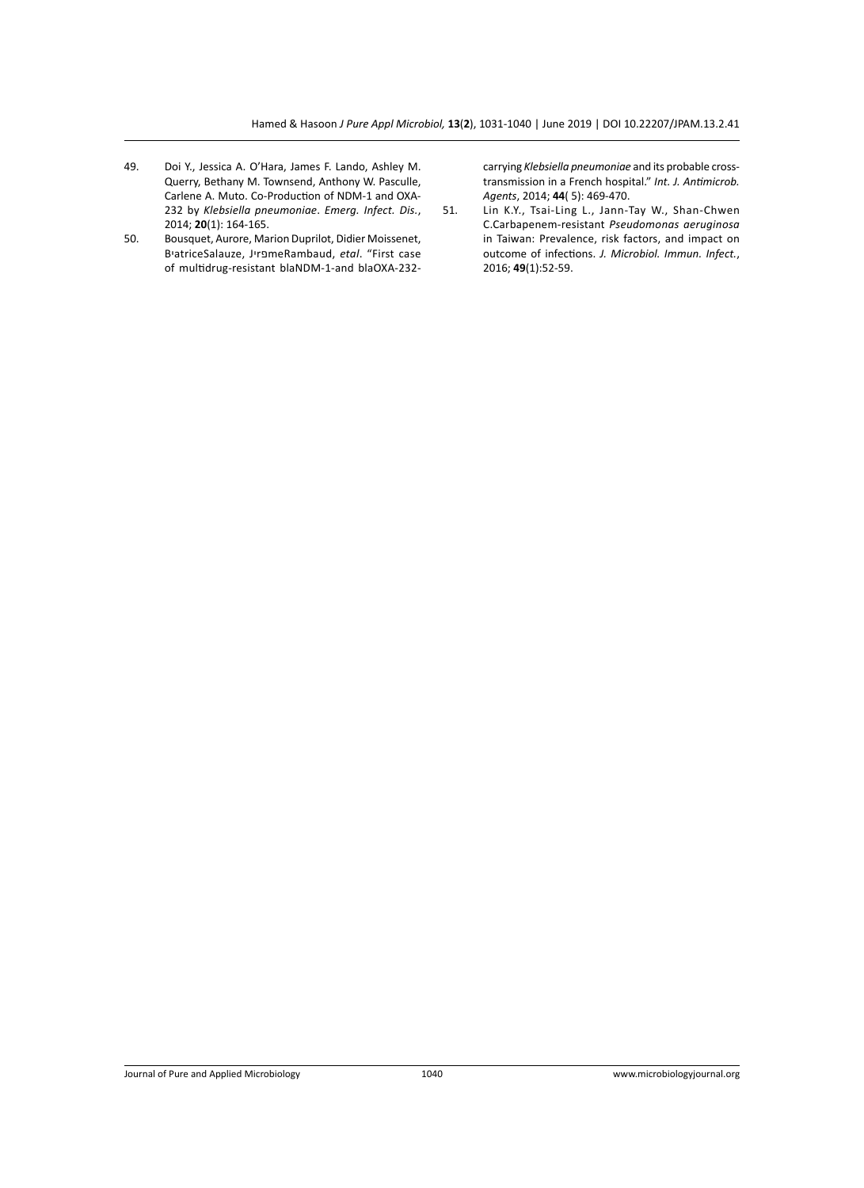49. Doi Y., Jessica A. O'Hara, James F. Lando, Ashley M. Querry, Bethany M. Townsend, Anthony W. Pasculle, Carlene A. Muto. Co-Production of NDM-1 and OXA-232 by *Klebsiella pneumoniae*. *Emerg. Infect. Dis.*, 2014; **20**(1): 164-165.
50. Bousquet, Aurore, Marion Duprilot, Didier Moissenet, BꞋatriceSalauze, JꞋrɐmeRambaud, *etal*. "First case of multidrug-resistant blaNDM-1-and blaOXA-232-carrying *Klebsiella pneumoniae* and its probable cross-transmission in a French hospital." *Int. J. Antimicrob. Agents*, 2014; **44**( 5): 469-470.
51. Lin K.Y., Tsai-Ling L., Jann-Tay W., Shan-Chwen C.Carbapenem-resistant *Pseudomonas aeruginosa* in Taiwan: Prevalence, risk factors, and impact on outcome of infections. *J. Microbiol. Immun. Infect.*, 2016; **49**(1):52-59.